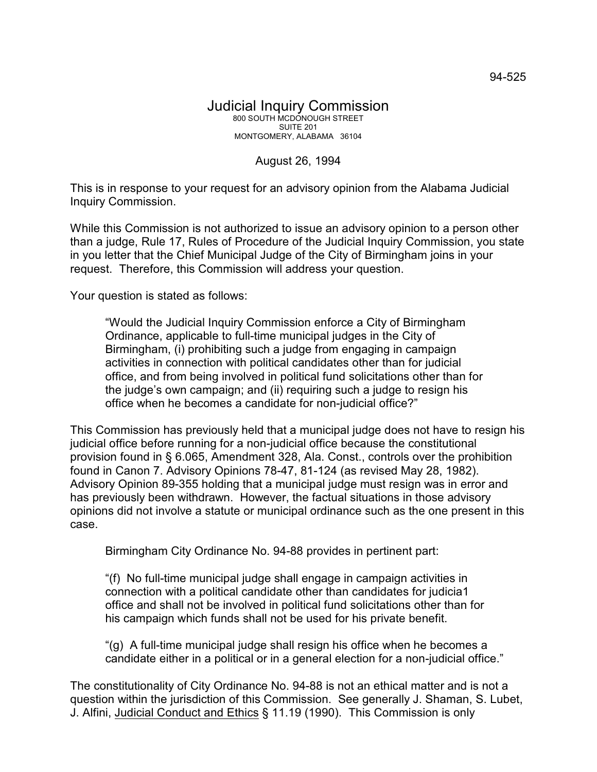94-525

# Judicial Inquiry Commission

800 SOUTH MCDONOUGH STREET
SUITE 201
MONTGOMERY, ALABAMA 36104

August 26, 1994

This is in response to your request for an advisory opinion from the Alabama Judicial Inquiry Commission.

While this Commission is not authorized to issue an advisory opinion to a person other than a judge, Rule 17, Rules of Procedure of the Judicial Inquiry Commission, you state in you letter that the Chief Municipal Judge of the City of Birmingham joins in your request. Therefore, this Commission will address your question.

Your question is stated as follows:

> "Would the Judicial Inquiry Commission enforce a City of Birmingham Ordinance, applicable to full-time municipal judges in the City of Birmingham, (i) prohibiting such a judge from engaging in campaign activities in connection with political candidates other than for judicial office, and from being involved in political fund solicitations other than for the judge's own campaign; and (ii) requiring such a judge to resign his office when he becomes a candidate for non-judicial office?"

This Commission has previously held that a municipal judge does not have to resign his judicial office before running for a non-judicial office because the constitutional provision found in § 6.065, Amendment 328, Ala. Const., controls over the prohibition found in Canon 7. Advisory Opinions 78-47, 81-124 (as revised May 28, 1982). Advisory Opinion 89-355 holding that a municipal judge must resign was in error and has previously been withdrawn. However, the factual situations in those advisory opinions did not involve a statute or municipal ordinance such as the one present in this case.

> Birmingham City Ordinance No. 94-88 provides in pertinent part:
>
> "(f) No full-time municipal judge shall engage in campaign activities in connection with a political candidate other than candidates for judicia1 office and shall not be involved in political fund solicitations other than for his campaign which funds shall not be used for his private benefit.
>
> "(g) A full-time municipal judge shall resign his office when he becomes a candidate either in a political or in a general election for a non-judicial office."

The constitutionality of City Ordinance No. 94-88 is not an ethical matter and is not a question within the jurisdiction of this Commission. See generally J. Shaman, S. Lubet, J. Alfini, Judicial Conduct and Ethics § 11.19 (1990). This Commission is only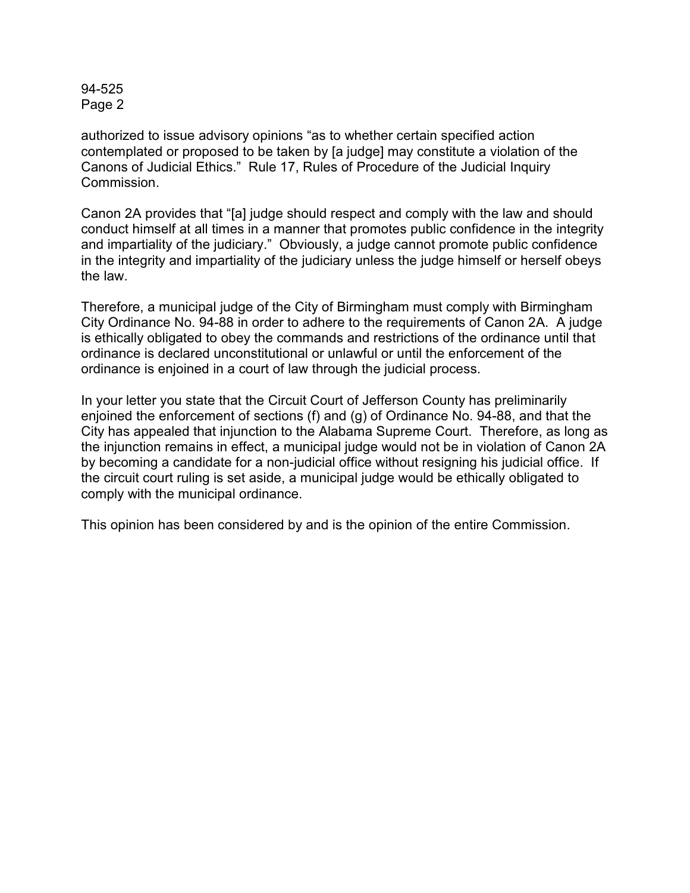authorized to issue advisory opinions "as to whether certain specified action contemplated or proposed to be taken by [a judge] may constitute a violation of the Canons of Judicial Ethics." Rule 17, Rules of Procedure of the Judicial Inquiry Commission.

Canon 2A provides that "[a] judge should respect and comply with the law and should conduct himself at all times in a manner that promotes public confidence in the integrity and impartiality of the judiciary." Obviously, a judge cannot promote public confidence in the integrity and impartiality of the judiciary unless the judge himself or herself obeys the law.

Therefore, a municipal judge of the City of Birmingham must comply with Birmingham City Ordinance No. 94-88 in order to adhere to the requirements of Canon 2A. A judge is ethically obligated to obey the commands and restrictions of the ordinance until that ordinance is declared unconstitutional or unlawful or until the enforcement of the ordinance is enjoined in a court of law through the judicial process.

In your letter you state that the Circuit Court of Jefferson County has preliminarily enjoined the enforcement of sections (f) and (g) of Ordinance No. 94-88, and that the City has appealed that injunction to the Alabama Supreme Court. Therefore, as long as the injunction remains in effect, a municipal judge would not be in violation of Canon 2A by becoming a candidate for a non-judicial office without resigning his judicial office. If the circuit court ruling is set aside, a municipal judge would be ethically obligated to comply with the municipal ordinance.

This opinion has been considered by and is the opinion of the entire Commission.